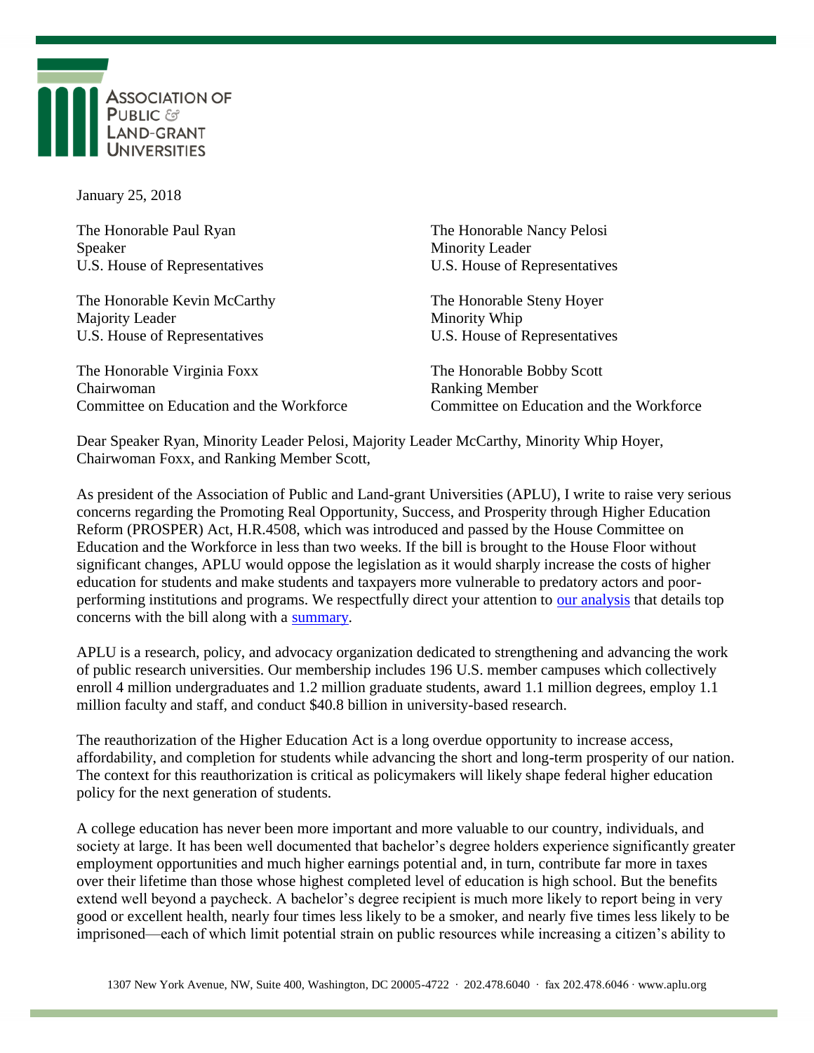**Association of Public & Land-Grant Universities**

January 25, 2018

The Honorable Paul Ryan
Speaker
U.S. House of Representatives

The Honorable Nancy Pelosi
Minority Leader
U.S. House of Representatives

The Honorable Kevin McCarthy
Majority Leader
U.S. House of Representatives

The Honorable Steny Hoyer
Minority Whip
U.S. House of Representatives

The Honorable Virginia Foxx
Chairwoman
Committee on Education and the Workforce

The Honorable Bobby Scott
Ranking Member
Committee on Education and the Workforce

Dear Speaker Ryan, Minority Leader Pelosi, Majority Leader McCarthy, Minority Whip Hoyer, Chairwoman Foxx, and Ranking Member Scott,

As president of the Association of Public and Land-grant Universities (APLU), I write to raise very serious concerns regarding the Promoting Real Opportunity, Success, and Prosperity through Higher Education Reform (PROSPER) Act, H.R.4508, which was introduced and passed by the House Committee on Education and the Workforce in less than two weeks. If the bill is brought to the House Floor without significant changes, APLU would oppose the legislation as it would sharply increase the costs of higher education for students and make students and taxpayers more vulnerable to predatory actors and poor-performing institutions and programs. We respectfully direct your attention to [our analysis] that details top concerns with the bill along with a [summary].

APLU is a research, policy, and advocacy organization dedicated to strengthening and advancing the work of public research universities. Our membership includes 196 U.S. member campuses which collectively enroll 4 million undergraduates and 1.2 million graduate students, award 1.1 million degrees, employ 1.1 million faculty and staff, and conduct $40.8 billion in university-based research.

The reauthorization of the Higher Education Act is a long overdue opportunity to increase access, affordability, and completion for students while advancing the short and long-term prosperity of our nation. The context for this reauthorization is critical as policymakers will likely shape federal higher education policy for the next generation of students.

A college education has never been more important and more valuable to our country, individuals, and society at large. It has been well documented that bachelor's degree holders experience significantly greater employment opportunities and much higher earnings potential and, in turn, contribute far more in taxes over their lifetime than those whose highest completed level of education is high school. But the benefits extend well beyond a paycheck. A bachelor's degree recipient is much more likely to report being in very good or excellent health, nearly four times less likely to be a smoker, and nearly five times less likely to be imprisoned—each of which limit potential strain on public resources while increasing a citizen's ability to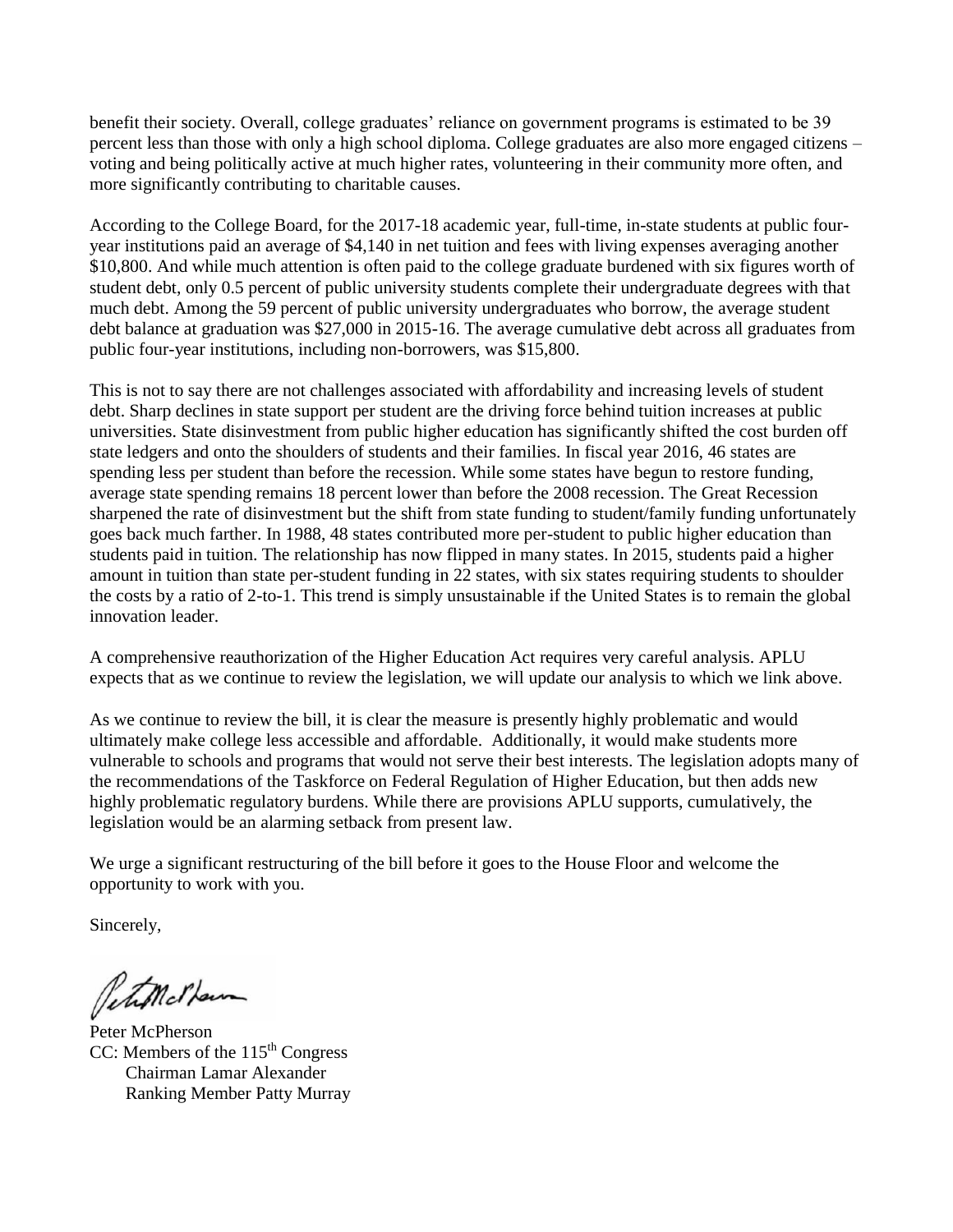benefit their society. Overall, college graduates' reliance on government programs is estimated to be 39 percent less than those with only a high school diploma. College graduates are also more engaged citizens – voting and being politically active at much higher rates, volunteering in their community more often, and more significantly contributing to charitable causes.

According to the College Board, for the 2017-18 academic year, full-time, in-state students at public four-year institutions paid an average of $4,140 in net tuition and fees with living expenses averaging another $10,800. And while much attention is often paid to the college graduate burdened with six figures worth of student debt, only 0.5 percent of public university students complete their undergraduate degrees with that much debt. Among the 59 percent of public university undergraduates who borrow, the average student debt balance at graduation was $27,000 in 2015-16. The average cumulative debt across all graduates from public four-year institutions, including non-borrowers, was $15,800.

This is not to say there are not challenges associated with affordability and increasing levels of student debt. Sharp declines in state support per student are the driving force behind tuition increases at public universities. State disinvestment from public higher education has significantly shifted the cost burden off state ledgers and onto the shoulders of students and their families. In fiscal year 2016, 46 states are spending less per student than before the recession. While some states have begun to restore funding, average state spending remains 18 percent lower than before the 2008 recession. The Great Recession sharpened the rate of disinvestment but the shift from state funding to student/family funding unfortunately goes back much farther. In 1988, 48 states contributed more per-student to public higher education than students paid in tuition. The relationship has now flipped in many states. In 2015, students paid a higher amount in tuition than state per-student funding in 22 states, with six states requiring students to shoulder the costs by a ratio of 2-to-1. This trend is simply unsustainable if the United States is to remain the global innovation leader.

A comprehensive reauthorization of the Higher Education Act requires very careful analysis. APLU expects that as we continue to review the legislation, we will update our analysis to which we link above.

As we continue to review the bill, it is clear the measure is presently highly problematic and would ultimately make college less accessible and affordable. Additionally, it would make students more vulnerable to schools and programs that would not serve their best interests. The legislation adopts many of the recommendations of the Taskforce on Federal Regulation of Higher Education, but then adds new highly problematic regulatory burdens. While there are provisions APLU supports, cumulatively, the legislation would be an alarming setback from present law.

We urge a significant restructuring of the bill before it goes to the House Floor and welcome the opportunity to work with you.

Sincerely,

Peter McPherson

CC: Members of the 115th Congress
Chairman Lamar Alexander
Ranking Member Patty Murray